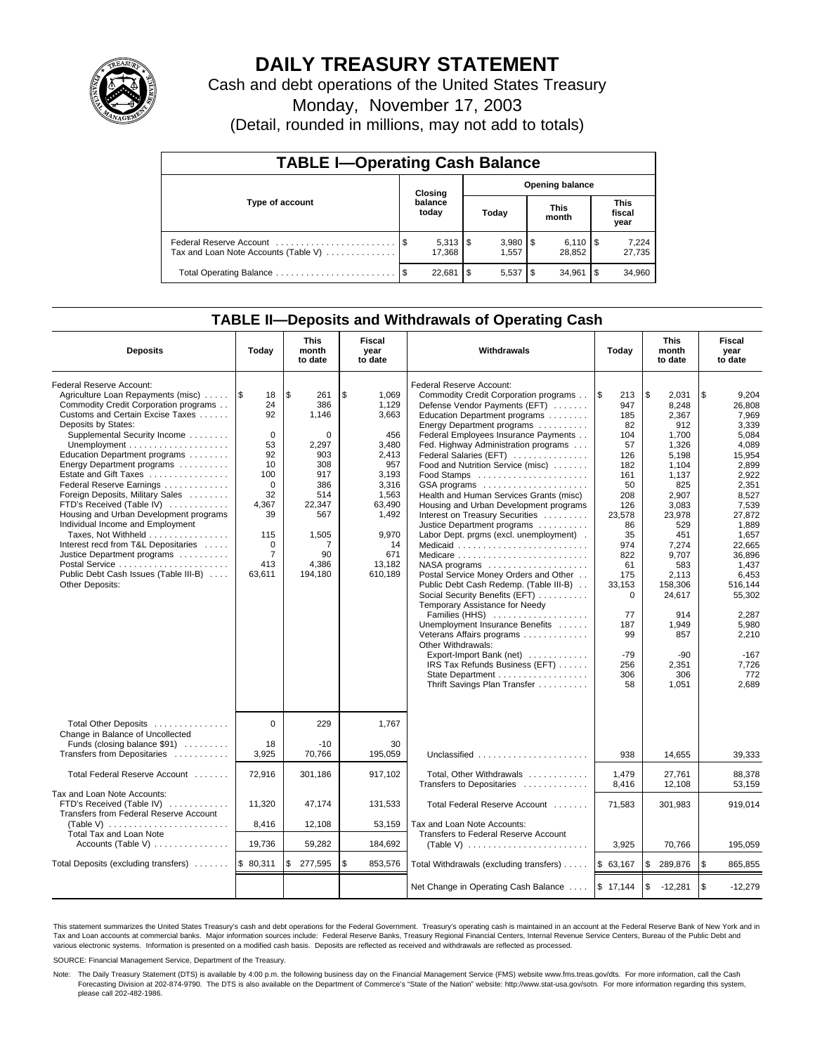# DAILY TREASURY STATEMENT

Cash and debt operations of the United States Treasury

Monday, November 17, 2003

(Detail, rounded in millions, may not add to totals)

## TABLE I—Operating Cash Balance

| Type of account | Closing balance today | Opening balance Today | Opening balance This month | Opening balance This fiscal year |
|---|---|---|---|---|
| Federal Reserve Account | $ 5,313 | $ 3,980 | $ 6,110 | $ 7,224 |
| Tax and Loan Note Accounts (Table V) | 17,368 | 1,557 | 28,852 | 27,735 |
| Total Operating Balance | $ 22,681 | $ 5,537 | $ 34,961 | $ 34,960 |

## TABLE II—Deposits and Withdrawals of Operating Cash

| Deposits | Today | This month to date | Fiscal year to date |
|---|---|---|---|
| Federal Reserve Account: | | | |
| Agriculture Loan Repayments (misc) | $ 18 | $ 261 | $ 1,069 |
| Commodity Credit Corporation programs | 24 | 386 | 1,129 |
| Customs and Certain Excise Taxes | 92 | 1,146 | 3,663 |
| Deposits by States: | | | |
| Supplemental Security Income | 0 | 0 | 456 |
| Unemployment | 53 | 2,297 | 3,480 |
| Education Department programs | 92 | 903 | 2,413 |
| Energy Department programs | 10 | 308 | 957 |
| Estate and Gift Taxes | 100 | 917 | 3,193 |
| Federal Reserve Earnings | 0 | 386 | 3,316 |
| Foreign Deposits, Military Sales | 32 | 514 | 1,563 |
| FTD's Received (Table IV) | 4,367 | 22,347 | 63,490 |
| Housing and Urban Development programs | 39 | 567 | 1,492 |
| Individual Income and Employment Taxes, Not Withheld | 115 | 1,505 | 9,970 |
| Interest recd from T&L Depositaries | 0 | 7 | 14 |
| Justice Department programs | 7 | 90 | 671 |
| Postal Service | 413 | 4,386 | 13,182 |
| Public Debt Cash Issues (Table III-B) | 63,611 | 194,180 | 610,189 |
| Other Deposits: | | | |
| Total Other Deposits | 0 | 229 | 1,767 |
| Change in Balance of Uncollected Funds (closing balance $91) | 18 | -10 | 30 |
| Transfers from Depositaries | 3,925 | 70,766 | 195,059 |
| Total Federal Reserve Account | 72,916 | 301,186 | 917,102 |
| Tax and Loan Note Accounts: | | | |
| FTD's Received (Table IV) | 11,320 | 47,174 | 131,533 |
| Transfers from Federal Reserve Account (Table V) | 8,416 | 12,108 | 53,159 |
| Total Tax and Loan Note Accounts (Table V) | 19,736 | 59,282 | 184,692 |
| Total Deposits (excluding transfers) | $ 80,311 | $ 277,595 | $ 853,576 |

| Withdrawals | Today | This month to date | Fiscal year to date |
|---|---|---|---|
| Federal Reserve Account: | | | |
| Commodity Credit Corporation programs | $ 213 | $ 2,031 | $ 9,204 |
| Defense Vendor Payments (EFT) | 947 | 8,248 | 26,808 |
| Education Department programs | 185 | 2,367 | 7,969 |
| Energy Department programs | 82 | 912 | 3,339 |
| Federal Employees Insurance Payments | 104 | 1,700 | 5,084 |
| Fed. Highway Administration programs | 57 | 1,326 | 4,089 |
| Federal Salaries (EFT) | 126 | 5,198 | 15,954 |
| Food and Nutrition Service (misc) | 182 | 1,104 | 2,899 |
| Food Stamps | 161 | 1,137 | 2,922 |
| GSA programs | 50 | 825 | 2,351 |
| Health and Human Services Grants (misc) | 208 | 2,907 | 8,527 |
| Housing and Urban Development programs | 126 | 3,083 | 7,539 |
| Interest on Treasury Securities | 23,578 | 23,978 | 27,872 |
| Justice Department programs | 86 | 529 | 1,889 |
| Labor Dept. prgms (excl. unemployment) | 35 | 451 | 1,657 |
| Medicaid | 974 | 7,274 | 22,665 |
| Medicare | 822 | 9,707 | 36,896 |
| NASA programs | 61 | 583 | 1,437 |
| Postal Service Money Orders and Other | 175 | 2,113 | 6,453 |
| Public Debt Cash Redemp. (Table III-B) | 33,153 | 158,306 | 516,144 |
| Social Security Benefits (EFT) | 0 | 24,617 | 55,302 |
| Temporary Assistance for Needy Families (HHS) | 77 | 914 | 2,287 |
| Unemployment Insurance Benefits | 187 | 1,949 | 5,980 |
| Veterans Affairs programs | 99 | 857 | 2,210 |
| Other Withdrawals: | | | |
| Export-Import Bank (net) | -79 | -90 | -167 |
| IRS Tax Refunds Business (EFT) | 256 | 2,351 | 7,726 |
| State Department | 306 | 306 | 772 |
| Thrift Savings Plan Transfer | 58 | 1,051 | 2,689 |
| Unclassified | 938 | 14,655 | 39,333 |
| Total, Other Withdrawals | 1,479 | 27,761 | 88,378 |
| Transfers to Depositaries | 8,416 | 12,108 | 53,159 |
| Total Federal Reserve Account | 71,583 | 301,983 | 919,014 |
| Tax and Loan Note Accounts: | | | |
| Transfers to Federal Reserve Account (Table V) | 3,925 | 70,766 | 195,059 |
| Total Withdrawals (excluding transfers) | $ 63,167 | $ 289,876 | $ 865,855 |
| Net Change in Operating Cash Balance | $ 17,144 | $ -12,281 | $ -12,279 |

This statement summarizes the United States Treasury's cash and debt operations for the Federal Government. Treasury's operating cash is maintained in an account at the Federal Reserve Bank of New York and in Tax and Loan accounts at commercial banks. Major information sources include: Federal Reserve Banks, Treasury Regional Financial Centers, Internal Revenue Service Centers, Bureau of the Public Debt and various electronic systems. Information is presented on a modified cash basis. Deposits are reflected as received and withdrawals are reflected as processed.

SOURCE: Financial Management Service, Department of the Treasury.

Note: The Daily Treasury Statement (DTS) is available by 4:00 p.m. the following business day on the Financial Management Service (FMS) website www.fms.treas.gov/dts. For more information, call the Cash Forecasting Division at 202-874-9790. The DTS is also available on the Department of Commerce's "State of the Nation" website: http://www.stat-usa.gov/sotn. For more information regarding this system, please call 202-482-1986.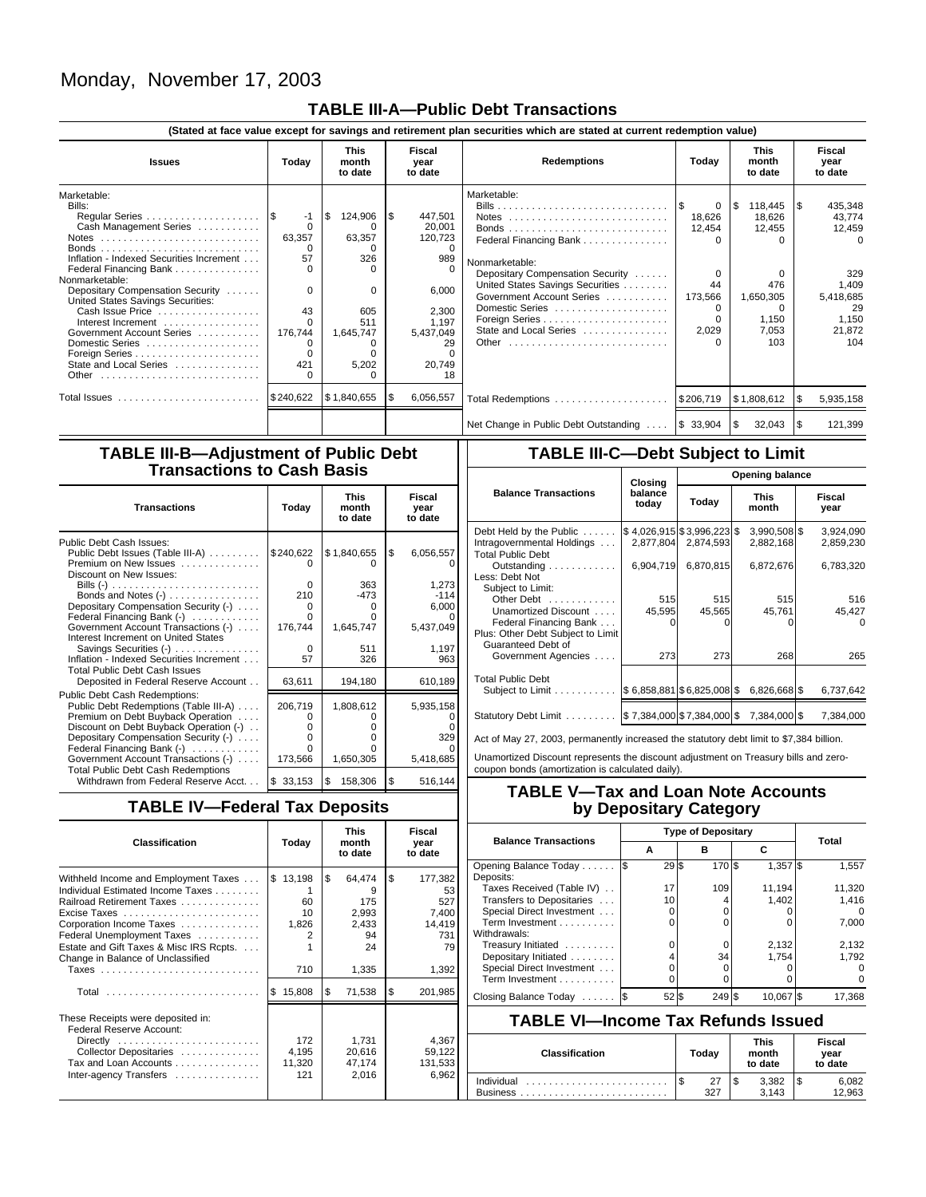Monday, November 17, 2003

## TABLE III-A—Public Debt Transactions

(Stated at face value except for savings and retirement plan securities which are stated at current redemption value)

| Issues | Today | This month to date | Fiscal year to date | Redemptions | Today | This month to date | Fiscal year to date |
|---|---|---|---|---|---|---|---|
| Marketable: | | | | Marketable: | | | |
| Bills: | | | | Bills | $ 0 | $ 118,445 | $ 435,348 |
| Regular Series | $ -1 | $ 124,906 | $ 447,501 | Notes | 18,626 | 18,626 | 43,774 |
| Cash Management Series | 0 | 0 | 20,001 | Bonds | 12,454 | 12,455 | 12,459 |
| Notes | 63,357 | 63,357 | 120,723 | Federal Financing Bank | 0 | 0 | 0 |
| Bonds | 0 | 0 | 0 | | | | |
| Inflation - Indexed Securities Increment | 57 | 326 | 989 | Nonmarketable: | | | |
| Federal Financing Bank | 0 | 0 | 0 | Depositary Compensation Security | 0 | 0 | 329 |
| Nonmarketable: | | | | United States Savings Securities | 44 | 476 | 1,409 |
| Depositary Compensation Security | 0 | 0 | 6,000 | Government Account Series | 173,566 | 1,650,305 | 5,418,685 |
| United States Savings Securities: | | | | Domestic Series | 0 | 0 | 29 |
| Cash Issue Price | 43 | 605 | 2,300 | Foreign Series | 0 | 1,150 | 1,150 |
| Interest Increment | 0 | 511 | 1,197 | State and Local Series | 2,029 | 7,053 | 21,872 |
| Government Account Series | 176,744 | 1,645,747 | 5,437,049 | Other | 0 | 103 | 104 |
| Domestic Series | 0 | 0 | 29 | | | | |
| Foreign Series | 0 | 0 | 0 | | | | |
| State and Local Series | 421 | 5,202 | 20,749 | | | | |
| Other | 0 | 0 | 18 | | | | |
| Total Issues | $240,622 | $1,840,655 | $ 6,056,557 | Total Redemptions | $206,719 | $1,808,612 | $ 5,935,158 |
| | | | | Net Change in Public Debt Outstanding | $ 33,904 | $ 32,043 | $ 121,399 |

## TABLE III-B—Adjustment of Public Debt Transactions to Cash Basis

| Transactions | Today | This month to date | Fiscal year to date |
|---|---|---|---|
| Public Debt Cash Issues: | | | |
| Public Debt Issues (Table III-A) | $240,622 | $1,840,655 | $ 6,056,557 |
| Premium on New Issues | 0 | 0 | 0 |
| Discount on New Issues: | | | |
| Bills (-) | 0 | 363 | 1,273 |
| Bonds and Notes (-) | 210 | -473 | -114 |
| Depositary Compensation Security (-) | 0 | 0 | 6,000 |
| Federal Financing Bank (-) | 0 | 0 | 0 |
| Government Account Transactions (-) | 176,744 | 1,645,747 | 5,437,049 |
| Interest Increment on United States Savings Securities (-) | 0 | 511 | 1,197 |
| Inflation - Indexed Securities Increment | 57 | 326 | 963 |
| Total Public Debt Cash Issues Deposited in Federal Reserve Account | 63,611 | 194,180 | 610,189 |
| Public Debt Cash Redemptions: | | | |
| Public Debt Redemptions (Table III-A) | 206,719 | 1,808,612 | 5,935,158 |
| Premium on Debt Buyback Operation | 0 | 0 | 0 |
| Discount on Debt Buyback Operation (-) | 0 | 0 | 0 |
| Depositary Compensation Security (-) | 0 | 0 | 329 |
| Federal Financing Bank (-) | 0 | 0 | 0 |
| Government Account Transactions (-) | 173,566 | 1,650,305 | 5,418,685 |
| Total Public Debt Cash Redemptions Withdrawn from Federal Reserve Acct. | $ 33,153 | $ 158,306 | $ 516,144 |

## TABLE III-C—Debt Subject to Limit

| Balance Transactions | Closing balance today | Opening balance Today | Opening balance This month | Opening balance Fiscal year |
|---|---|---|---|---|
| Debt Held by the Public | $ 4,026,915 | $ 3,996,223 | $ 3,990,508 | $ 3,924,090 |
| Intragovernmental Holdings | 2,877,804 | 2,874,593 | 2,882,168 | 2,859,230 |
| Total Public Debt Outstanding | 6,904,719 | 6,870,815 | 6,872,676 | 6,783,320 |
| Less: Debt Not Subject to Limit: | | | | |
| Other Debt | 515 | 515 | 515 | 516 |
| Unamortized Discount | 45,595 | 45,565 | 45,761 | 45,427 |
| Federal Financing Bank | 0 | 0 | 0 | 0 |
| Plus: Other Debt Subject to Limit Guaranteed Debt of Government Agencies | 273 | 273 | 268 | 265 |
| Total Public Debt Subject to Limit | $ 6,858,881 | $ 6,825,008 | $ 6,826,668 | $ 6,737,642 |
| Statutory Debt Limit | $ 7,384,000 | $ 7,384,000 | $ 7,384,000 | $ 7,384,000 |

Act of May 27, 2003, permanently increased the statutory debt limit to $7,384 billion.

Unamortized Discount represents the discount adjustment on Treasury bills and zero-coupon bonds (amortization is calculated daily).

## TABLE IV—Federal Tax Deposits

| Classification | Today | This month to date | Fiscal year to date |
|---|---|---|---|
| Withheld Income and Employment Taxes | $ 13,198 | $ 64,474 | $ 177,382 |
| Individual Estimated Income Taxes | 1 | 9 | 53 |
| Railroad Retirement Taxes | 60 | 175 | 527 |
| Excise Taxes | 10 | 2,993 | 7,400 |
| Corporation Income Taxes | 1,826 | 2,433 | 14,419 |
| Federal Unemployment Taxes | 2 | 94 | 731 |
| Estate and Gift Taxes & Misc IRS Rcpts. | 1 | 24 | 79 |
| Change in Balance of Unclassified Taxes | 710 | 1,335 | 1,392 |
| Total | $ 15,808 | $ 71,538 | $ 201,985 |
| These Receipts were deposited in: | | | |
| Federal Reserve Account: | | | |
| Directly | 172 | 1,731 | 4,367 |
| Collector Depositaries | 4,195 | 20,616 | 59,122 |
| Tax and Loan Accounts | 11,320 | 47,174 | 131,533 |
| Inter-agency Transfers | 121 | 2,016 | 6,962 |

## TABLE V—Tax and Loan Note Accounts by Depositary Category

| Balance Transactions | Type of Depositary A | Type of Depositary B | Type of Depositary C | Total |
|---|---|---|---|---|
| Opening Balance Today | $ 29 | $ 170 | $ 1,357 | $ 1,557 |
| Deposits: | | | | |
| Taxes Received (Table IV) | 17 | 109 | 11,194 | 11,320 |
| Transfers to Depositaries | 10 | 4 | 1,402 | 1,416 |
| Special Direct Investment | 0 | 0 | 0 | 0 |
| Term Investment | 0 | 0 | 0 | 7,000 |
| Withdrawals: | | | | |
| Treasury Initiated | 0 | 0 | 2,132 | 2,132 |
| Depositary Initiated | 4 | 34 | 1,754 | 1,792 |
| Special Direct Investment | 0 | 0 | 0 | 0 |
| Term Investment | 0 | 0 | 0 | 0 |
| Closing Balance Today | $ 52 | $ 249 | $ 10,067 | $ 17,368 |

## TABLE VI—Income Tax Refunds Issued

| Classification | Today | This month to date | Fiscal year to date |
|---|---|---|---|
| Individual | $ 27 | $ 3,382 | $ 6,082 |
| Business | 327 | 3,143 | 12,963 |